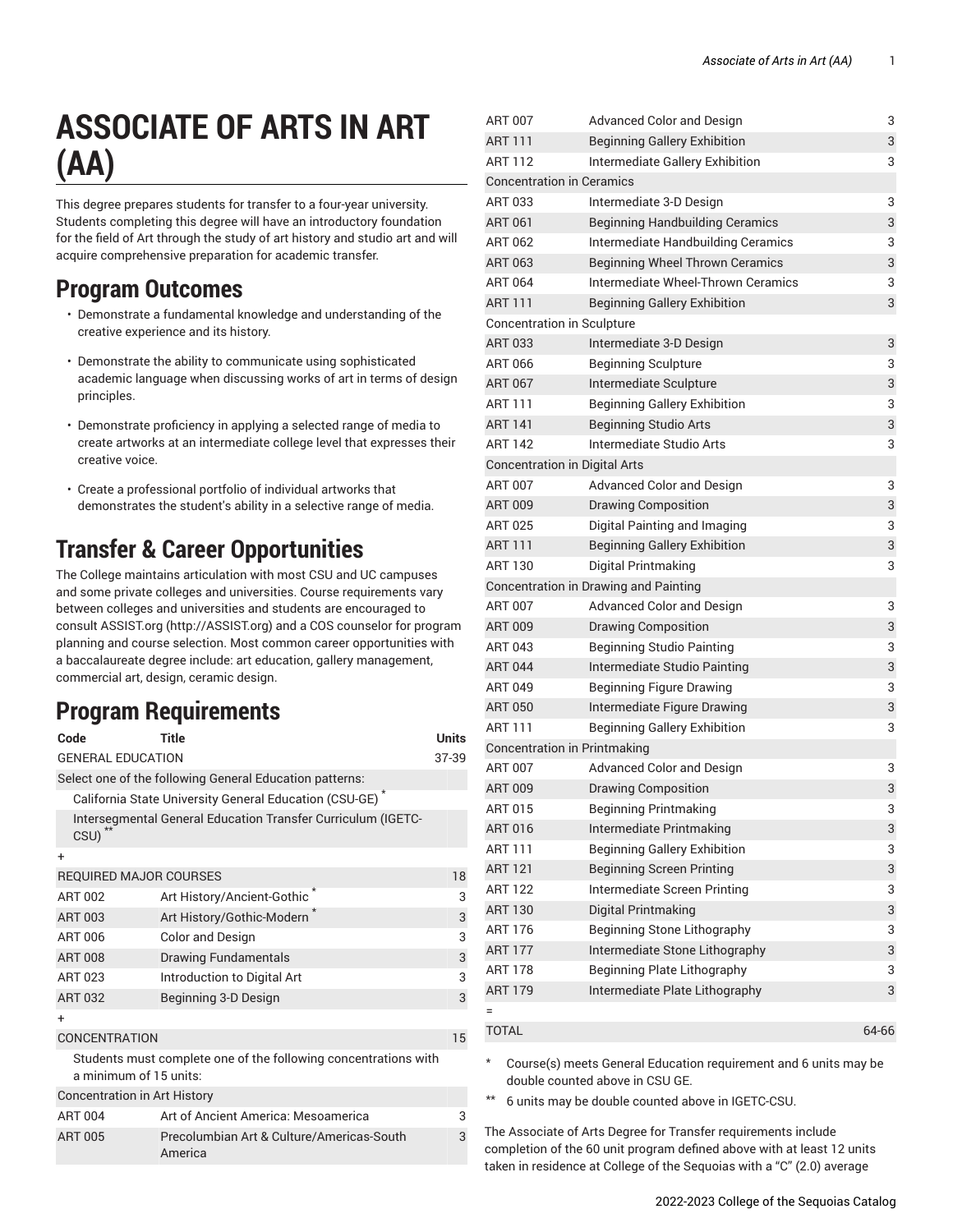# ASSOCIATE OF ARTS IN ART (AA)

This degree prepares students for transfer to a four-year university. Students completing this degree will have an introductory foundation for the field of Art through the study of art history and studio art and will acquire comprehensive preparation for academic transfer.

## Program Outcomes

- Demonstrate a fundamental knowledge and understanding of the creative experience and its history.
- Demonstrate the ability to communicate using sophisticated academic language when discussing works of art in terms of design principles.
- Demonstrate proficiency in applying a selected range of media to create artworks at an intermediate college level that expresses their creative voice.
- Create a professional portfolio of individual artworks that demonstrates the student's ability in a selective range of media.

## Transfer & Career Opportunities

The College maintains articulation with most CSU and UC campuses and some private colleges and universities. Course requirements vary between colleges and universities and students are encouraged to consult ASSIST.org (http://ASSIST.org) and a COS counselor for program planning and course selection. Most common career opportunities with a baccalaureate degree include: art education, gallery management, commercial art, design, ceramic design.

## Program Requirements

| Code | Title | Units |
|---|---|---|
| GENERAL EDUCATION | | 37-39 |
| Select one of the following General Education patterns: | | |
| California State University General Education (CSU-GE) * | | |
| Intersegmental General Education Transfer Curriculum (IGETC-CSU) ** | | |
| + | | |
| REQUIRED MAJOR COURSES | | 18 |
| ART 002 | Art History/Ancient-Gothic * | 3 |
| ART 003 | Art History/Gothic-Modern * | 3 |
| ART 006 | Color and Design | 3 |
| ART 008 | Drawing Fundamentals | 3 |
| ART 023 | Introduction to Digital Art | 3 |
| ART 032 | Beginning 3-D Design | 3 |
| + | | |
| CONCENTRATION | | 15 |
| Students must complete one of the following concentrations with a minimum of 15 units: | | |
| Concentration in Art History | | |
| ART 004 | Art of Ancient America: Mesoamerica | 3 |
| ART 005 | Precolumbian Art & Culture/Americas-South America | 3 |
| ART 007 | Advanced Color and Design | 3 |
| ART 111 | Beginning Gallery Exhibition | 3 |
| ART 112 | Intermediate Gallery Exhibition | 3 |
| Concentration in Ceramics | | |
| ART 033 | Intermediate 3-D Design | 3 |
| ART 061 | Beginning Handbuilding Ceramics | 3 |
| ART 062 | Intermediate Handbuilding Ceramics | 3 |
| ART 063 | Beginning Wheel Thrown Ceramics | 3 |
| ART 064 | Intermediate Wheel-Thrown Ceramics | 3 |
| ART 111 | Beginning Gallery Exhibition | 3 |
| Concentration in Sculpture | | |
| ART 033 | Intermediate 3-D Design | 3 |
| ART 066 | Beginning Sculpture | 3 |
| ART 067 | Intermediate Sculpture | 3 |
| ART 111 | Beginning Gallery Exhibition | 3 |
| ART 141 | Beginning Studio Arts | 3 |
| ART 142 | Intermediate Studio Arts | 3 |
| Concentration in Digital Arts | | |
| ART 007 | Advanced Color and Design | 3 |
| ART 009 | Drawing Composition | 3 |
| ART 025 | Digital Painting and Imaging | 3 |
| ART 111 | Beginning Gallery Exhibition | 3 |
| ART 130 | Digital Printmaking | 3 |
| Concentration in Drawing and Painting | | |
| ART 007 | Advanced Color and Design | 3 |
| ART 009 | Drawing Composition | 3 |
| ART 043 | Beginning Studio Painting | 3 |
| ART 044 | Intermediate Studio Painting | 3 |
| ART 049 | Beginning Figure Drawing | 3 |
| ART 050 | Intermediate Figure Drawing | 3 |
| ART 111 | Beginning Gallery Exhibition | 3 |
| Concentration in Printmaking | | |
| ART 007 | Advanced Color and Design | 3 |
| ART 009 | Drawing Composition | 3 |
| ART 015 | Beginning Printmaking | 3 |
| ART 016 | Intermediate Printmaking | 3 |
| ART 111 | Beginning Gallery Exhibition | 3 |
| ART 121 | Beginning Screen Printing | 3 |
| ART 122 | Intermediate Screen Printing | 3 |
| ART 130 | Digital Printmaking | 3 |
| ART 176 | Beginning Stone Lithography | 3 |
| ART 177 | Intermediate Stone Lithography | 3 |
| ART 178 | Beginning Plate Lithography | 3 |
| ART 179 | Intermediate Plate Lithography | 3 |
| = | | |
| TOTAL | | 64-66 |

\* Course(s) meets General Education requirement and 6 units may be double counted above in CSU GE.

** 6 units may be double counted above in IGETC-CSU.

The Associate of Arts Degree for Transfer requirements include completion of the 60 unit program defined above with at least 12 units taken in residence at College of the Sequoias with a "C" (2.0) average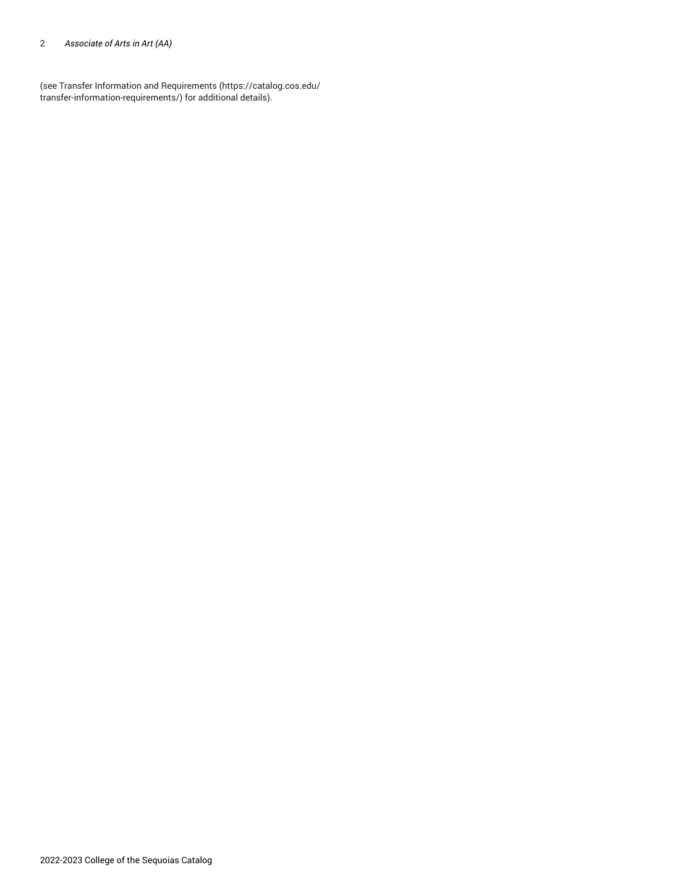(see Transfer Information and Requirements (https://catalog.cos.edu/transfer-information-requirements/) for additional details).